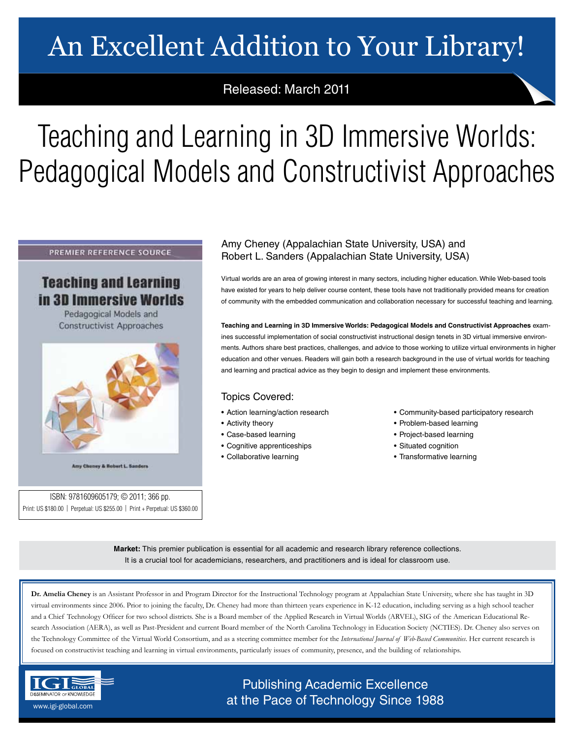# An Excellent Addition to Your Library!

Released: March 2011

# Teaching and Learning in 3D Immersive Worlds: Pedagogical Models and Constructivist Approaches

PREMIER REFERENCE SOURCE

**Teaching and Learning in 3D Immersive Worlds**

Pedagogical Models and Constructivist Approaches

Amy Cheney & Robert L. Sanders

ISBN: 9781609605179; © 2011; 366 pp.
Print: US $180.00 | Perpetual: US $255.00 | Print + Perpetual: US $360.00

Amy Cheney (Appalachian State University, USA) and
Robert L. Sanders (Appalachian State University, USA)

Virtual worlds are an area of growing interest in many sectors, including higher education. While Web-based tools have existed for years to help deliver course content, these tools have not traditionally provided means for creation of community with the embedded communication and collaboration necessary for successful teaching and learning.

**Teaching and Learning in 3D Immersive Worlds: Pedagogical Models and Constructivist Approaches** examines successful implementation of social constructivist instructional design tenets in 3D virtual immersive environments. Authors share best practices, challenges, and advice to those working to utilize virtual environments in higher education and other venues. Readers will gain both a research background in the use of virtual worlds for teaching and learning and practical advice as they begin to design and implement these environments.

## Topics Covered:

- Action learning/action research
- Activity theory
- Case-based learning
- Cognitive apprenticeships
- Collaborative learning
- Community-based participatory research
- Problem-based learning
- Project-based learning
- Situated cognition
- Transformative learning

**Market:** This premier publication is essential for all academic and research library reference collections. It is a crucial tool for academicians, researchers, and practitioners and is ideal for classroom use.

**Dr. Amelia Cheney** is an Assistant Professor in and Program Director for the Instructional Technology program at Appalachian State University, where she has taught in 3D virtual environments since 2006. Prior to joining the faculty, Dr. Cheney had more than thirteen years experience in K-12 education, including serving as a high school teacher and a Chief Technology Officer for two school districts. She is a Board member of the Applied Research in Virtual Worlds (ARVEL), SIG of the American Educational Research Association (AERA), as well as Past-President and current Board member of the North Carolina Technology in Education Society (NCTIES). Dr. Cheney also serves on the Technology Committee of the Virtual World Consortium, and as a steering committee member for the *International Journal of Web-Based Communities*. Her current research is focused on constructivist teaching and learning in virtual environments, particularly issues of community, presence, and the building of relationships.

IGI GLOBAL
DISSEMINATOR OF KNOWLEDGE
www.igi-global.com

Publishing Academic Excellence
at the Pace of Technology Since 1988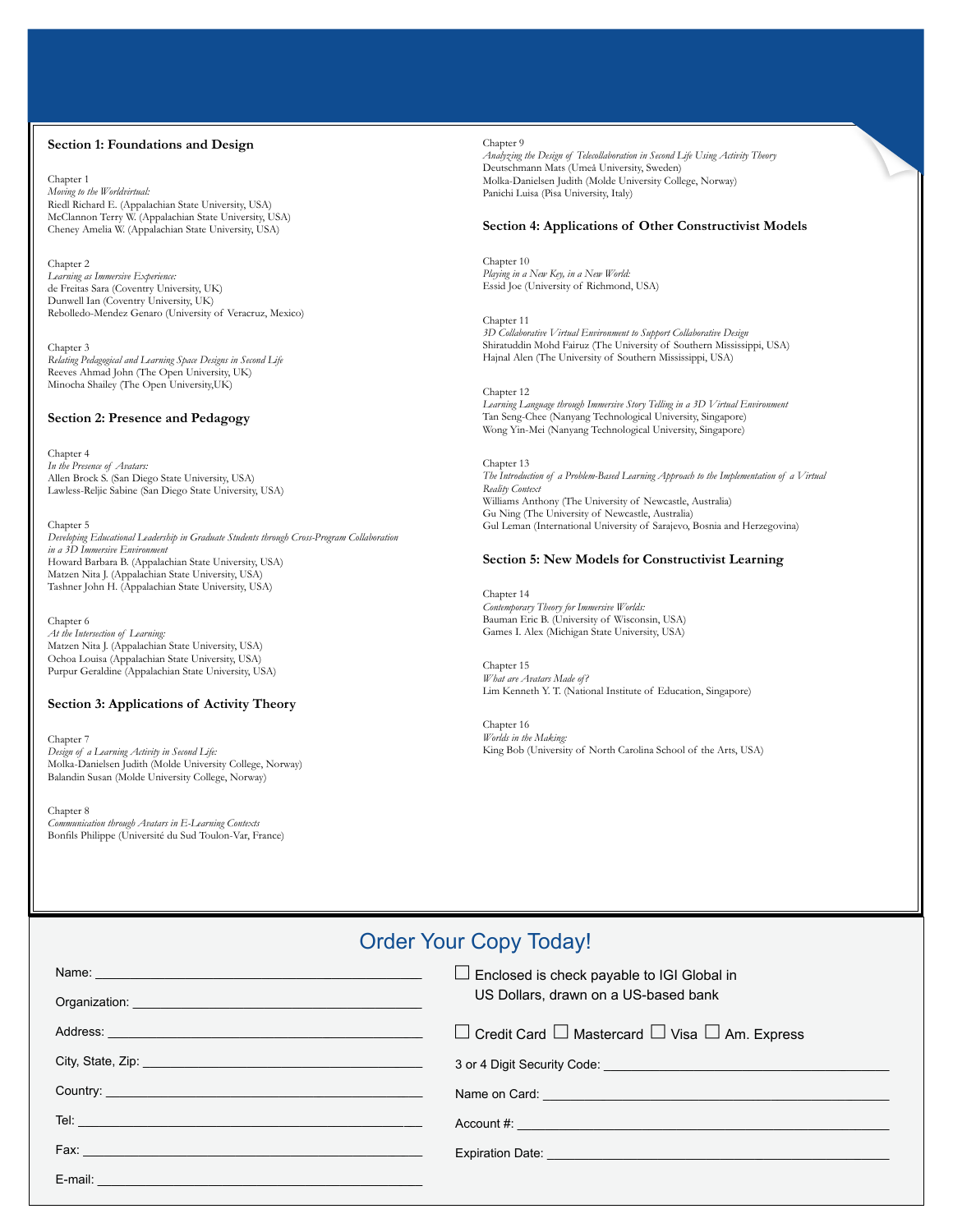## Section 1: Foundations and Design

Chapter 1
*Moving to the Worldvirtual:*
Riedl Richard E. (Appalachian State University, USA)
McClannon Terry W. (Appalachian State University, USA)
Cheney Amelia W. (Appalachian State University, USA)

Chapter 2
*Learning as Immersive Experience:*
de Freitas Sara (Coventry University, UK)
Dunwell Ian (Coventry University, UK)
Rebolledo-Mendez Genaro (University of Veracruz, Mexico)

Chapter 3
*Relating Pedagogical and Learning Space Designs in Second Life*
Reeves Ahmad John (The Open University, UK)
Minocha Shailey (The Open University,UK)

## Section 2: Presence and Pedagogy

Chapter 4
*In the Presence of Avatars:*
Allen Brock S. (San Diego State University, USA)
Lawless-Reljic Sabine (San Diego State University, USA)

Chapter 5
*Developing Educational Leadership in Graduate Students through Cross-Program Collaboration in a 3D Immersive Environment*
Howard Barbara B. (Appalachian State University, USA)
Matzen Nita J. (Appalachian State University, USA)
Tashner John H. (Appalachian State University, USA)

Chapter 6
*At the Intersection of Learning:*
Matzen Nita J. (Appalachian State University, USA)
Ochoa Louisa (Appalachian State University, USA)
Purpur Geraldine (Appalachian State University, USA)

## Section 3: Applications of Activity Theory

Chapter 7
*Design of a Learning Activity in Second Life:*
Molka-Danielsen Judith (Molde University College, Norway)
Balandin Susan (Molde University College, Norway)

Chapter 8
*Communication through Avatars in E-Learning Contexts*
Bonfils Philippe (Université du Sud Toulon-Var, France)

Chapter 9
*Analyzing the Design of Telecollaboration in Second Life Using Activity Theory*
Deutschmann Mats (Umeå University, Sweden)
Molka-Danielsen Judith (Molde University College, Norway)
Panichi Luisa (Pisa University, Italy)

## Section 4: Applications of Other Constructivist Models

Chapter 10
*Playing in a New Key, in a New World:*
Essid Joe (University of Richmond, USA)

Chapter 11
*3D Collaborative Virtual Environment to Support Collaborative Design*
Shiratuddin Mohd Fairuz (The University of Southern Mississippi, USA)
Hajnal Alen (The University of Southern Mississippi, USA)

Chapter 12
*Learning Language through Immersive Story Telling in a 3D Virtual Environment*
Tan Seng-Chee (Nanyang Technological University, Singapore)
Wong Yin-Mei (Nanyang Technological University, Singapore)

Chapter 13
*The Introduction of a Problem-Based Learning Approach to the Implementation of a Virtual Reality Context*
Williams Anthony (The University of Newcastle, Australia)
Gu Ning (The University of Newcastle, Australia)
Gul Leman (International University of Sarajevo, Bosnia and Herzegovina)

## Section 5: New Models for Constructivist Learning

Chapter 14
*Contemporary Theory for Immersive Worlds:*
Bauman Eric B. (University of Wisconsin, USA)
Games I. Alex (Michigan State University, USA)

Chapter 15
*What are Avatars Made of?*
Lim Kenneth Y. T. (National Institute of Education, Singapore)

Chapter 16
*Worlds in the Making:*
King Bob (University of North Carolina School of the Arts, USA)

## Order Your Copy Today!

Name: ______________________________

Organization: ______________________________

Address: ______________________________

City, State, Zip: ______________________________

Country: ______________________________

Tel: ______________________________

Fax: ______________________________

E-mail: ______________________________

☐ Enclosed is check payable to IGI Global in US Dollars, drawn on a US-based bank

☐ Credit Card ☐ Mastercard ☐ Visa ☐ Am. Express

3 or 4 Digit Security Code: ______________________________

Name on Card: ______________________________

Account #: ______________________________

Expiration Date: ______________________________